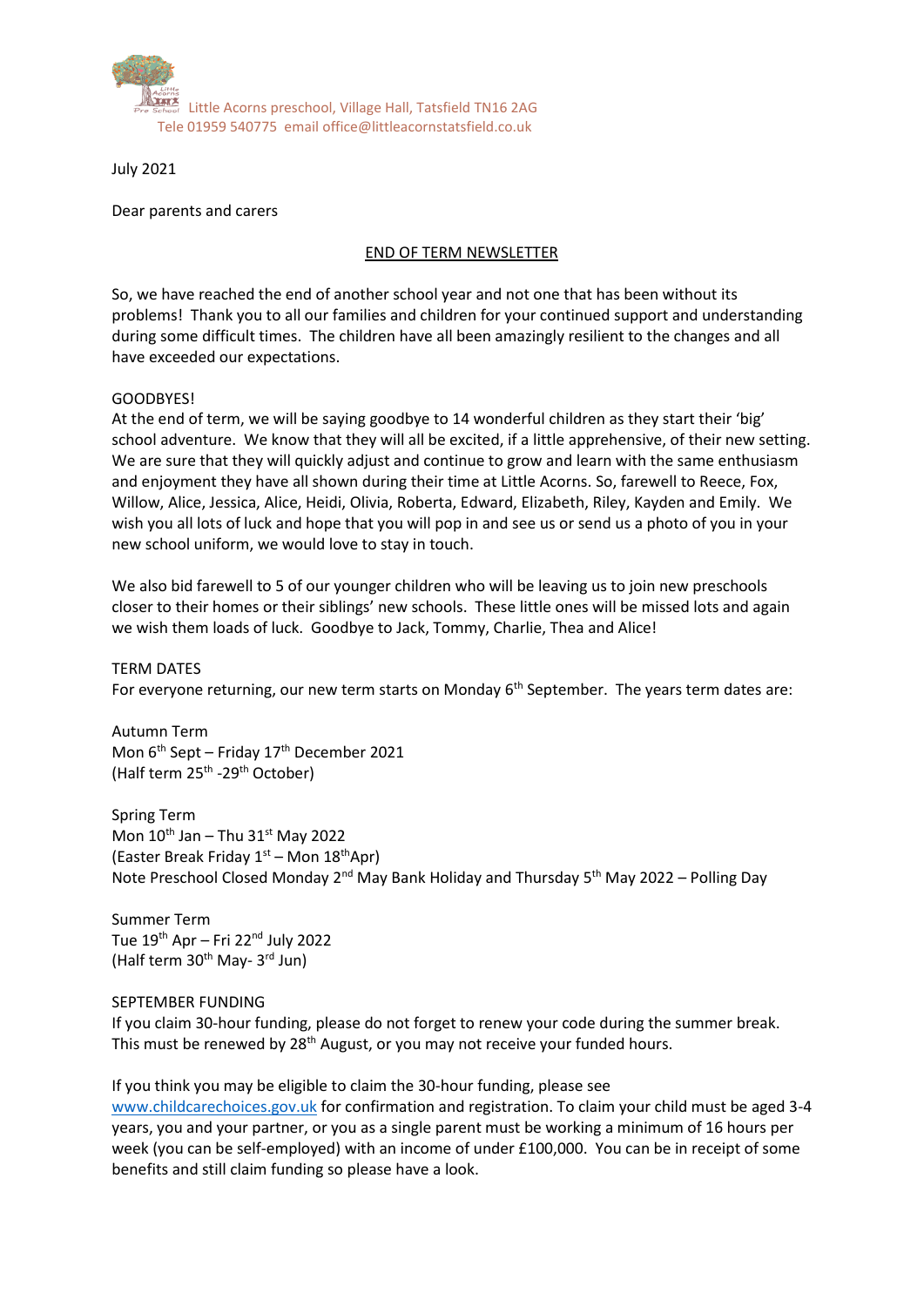Little Acorns preschool, Village Hall, Tatsfield TN16 2AG
Tele 01959 540775 email office@littleacornstatsfield.co.uk

July 2021

Dear parents and carers

END OF TERM NEWSLETTER

So, we have reached the end of another school year and not one that has been without its problems! Thank you to all our families and children for your continued support and understanding during some difficult times. The children have all been amazingly resilient to the changes and all have exceeded our expectations.

GOODBYES!

At the end of term, we will be saying goodbye to 14 wonderful children as they start their 'big' school adventure. We know that they will all be excited, if a little apprehensive, of their new setting. We are sure that they will quickly adjust and continue to grow and learn with the same enthusiasm and enjoyment they have all shown during their time at Little Acorns. So, farewell to Reece, Fox, Willow, Alice, Jessica, Alice, Heidi, Olivia, Roberta, Edward, Elizabeth, Riley, Kayden and Emily. We wish you all lots of luck and hope that you will pop in and see us or send us a photo of you in your new school uniform, we would love to stay in touch.

We also bid farewell to 5 of our younger children who will be leaving us to join new preschools closer to their homes or their siblings' new schools. These little ones will be missed lots and again we wish them loads of luck. Goodbye to Jack, Tommy, Charlie, Thea and Alice!

TERM DATES

For everyone returning, our new term starts on Monday 6th September. The years term dates are:

Autumn Term
Mon 6th Sept – Friday 17th December 2021
(Half term 25th -29th October)

Spring Term
Mon 10th Jan – Thu 31st May 2022
(Easter Break Friday 1st – Mon 18th Apr)
Note Preschool Closed Monday 2nd May Bank Holiday and Thursday 5th May 2022 – Polling Day

Summer Term
Tue 19th Apr – Fri 22nd July 2022
(Half term 30th May- 3rd Jun)

SEPTEMBER FUNDING

If you claim 30-hour funding, please do not forget to renew your code during the summer break. This must be renewed by 28th August, or you may not receive your funded hours.

If you think you may be eligible to claim the 30-hour funding, please see www.childcarechoices.gov.uk for confirmation and registration. To claim your child must be aged 3-4 years, you and your partner, or you as a single parent must be working a minimum of 16 hours per week (you can be self-employed) with an income of under £100,000. You can be in receipt of some benefits and still claim funding so please have a look.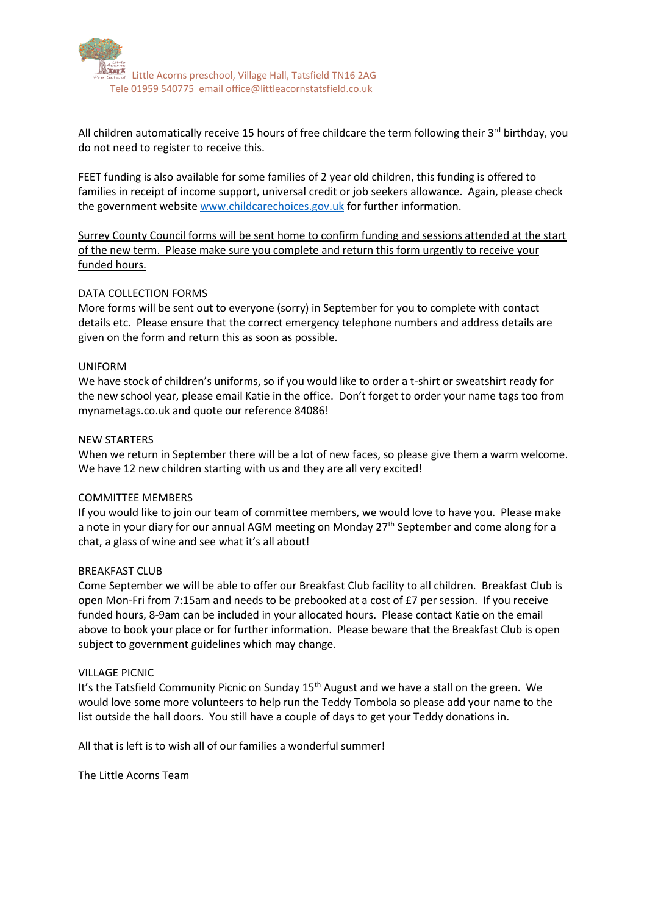Little Acorns preschool, Village Hall, Tatsfield TN16 2AG
Tele 01959 540775 email office@littleacornstatsfield.co.uk

All children automatically receive 15 hours of free childcare the term following their 3rd birthday, you do not need to register to receive this.

FEET funding is also available for some families of 2 year old children, this funding is offered to families in receipt of income support, universal credit or job seekers allowance. Again, please check the government website [www.childcarechoices.gov.uk](http://www.childcarechoices.gov.uk) for further information.

Surrey County Council forms will be sent home to confirm funding and sessions attended at the start of the new term. Please make sure you complete and return this form urgently to receive your funded hours.

## DATA COLLECTION FORMS

More forms will be sent out to everyone (sorry) in September for you to complete with contact details etc. Please ensure that the correct emergency telephone numbers and address details are given on the form and return this as soon as possible.

## UNIFORM

We have stock of children's uniforms, so if you would like to order a t-shirt or sweatshirt ready for the new school year, please email Katie in the office. Don't forget to order your name tags too from mynametags.co.uk and quote our reference 84086!

## NEW STARTERS

When we return in September there will be a lot of new faces, so please give them a warm welcome. We have 12 new children starting with us and they are all very excited!

## COMMITTEE MEMBERS

If you would like to join our team of committee members, we would love to have you. Please make a note in your diary for our annual AGM meeting on Monday 27th September and come along for a chat, a glass of wine and see what it's all about!

## BREAKFAST CLUB

Come September we will be able to offer our Breakfast Club facility to all children. Breakfast Club is open Mon-Fri from 7:15am and needs to be prebooked at a cost of £7 per session. If you receive funded hours, 8-9am can be included in your allocated hours. Please contact Katie on the email above to book your place or for further information. Please beware that the Breakfast Club is open subject to government guidelines which may change.

## VILLAGE PICNIC

It's the Tatsfield Community Picnic on Sunday 15th August and we have a stall on the green. We would love some more volunteers to help run the Teddy Tombola so please add your name to the list outside the hall doors. You still have a couple of days to get your Teddy donations in.

All that is left is to wish all of our families a wonderful summer!

The Little Acorns Team